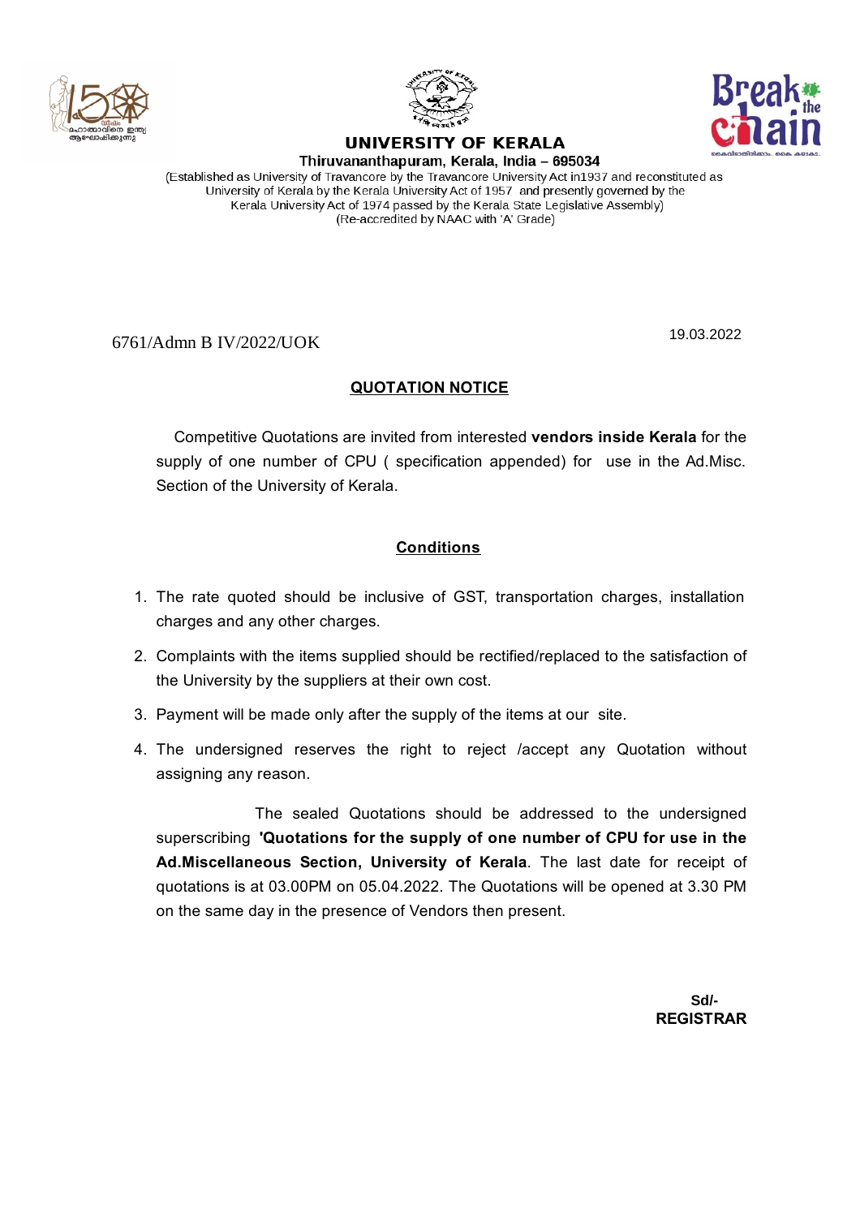# UNIVERSITY OF KERALA

**Thiruvananthapuram, Kerala, India – 695034**

(Established as University of Travancore by the Travancore University Act in1937 and reconstituted as University of Kerala by the Kerala University Act of 1957 and presently governed by the Kerala University Act of 1974 passed by the Kerala State Legislative Assembly)
(Re-accredited by NAAC with 'A' Grade)

6761/Admn B IV/2022/UOK

19.03.2022

## QUOTATION NOTICE

Competitive Quotations are invited from interested **vendors inside Kerala** for the supply of one number of CPU ( specification appended) for use in the Ad.Misc. Section of the University of Kerala.

## Conditions

1. The rate quoted should be inclusive of GST, transportation charges, installation charges and any other charges.
2. Complaints with the items supplied should be rectified/replaced to the satisfaction of the University by the suppliers at their own cost.
3. Payment will be made only after the supply of the items at our site.
4. The undersigned reserves the right to reject /accept any Quotation without assigning any reason.

The sealed Quotations should be addressed to the undersigned superscribing **'Quotations for the supply of one number of CPU for use in the Ad.Miscellaneous Section, University of Kerala**. The last date for receipt of quotations is at 03.00PM on 05.04.2022. The Quotations will be opened at 3.30 PM on the same day in the presence of Vendors then present.

**Sd/-**
**REGISTRAR**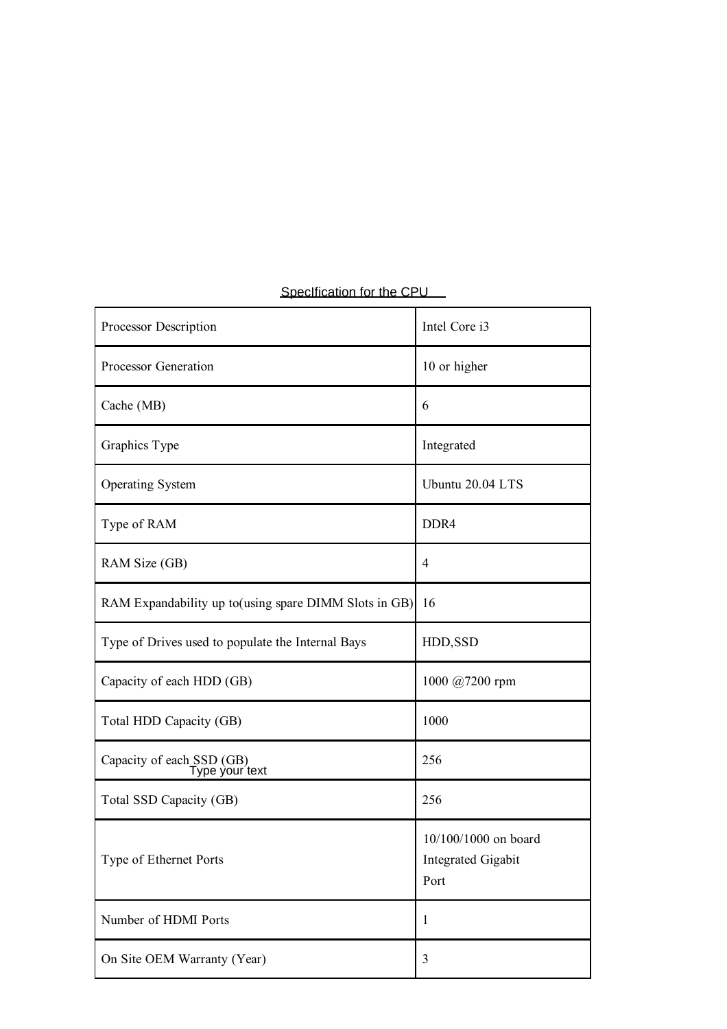Specification for the CPU

| | |
|---|---|
| Processor Description | Intel Core i3 |
| Processor Generation | 10 or higher |
| Cache (MB) | 6 |
| Graphics Type | Integrated |
| Operating System | Ubuntu 20.04 LTS |
| Type of RAM | DDR4 |
| RAM Size (GB) | 4 |
| RAM Expandability up to(using spare DIMM Slots in GB) | 16 |
| Type of Drives used to populate the Internal Bays | HDD,SSD |
| Capacity of each HDD (GB) | 1000 @7200 rpm |
| Total HDD Capacity (GB) | 1000 |
| Capacity of each SSD (GB) Type your text | 256 |
| Total SSD Capacity (GB) | 256 |
| Type of Ethernet Ports | 10/100/1000 on board Integrated Gigabit Port |
| Number of HDMI Ports | 1 |
| On Site OEM Warranty (Year) | 3 |